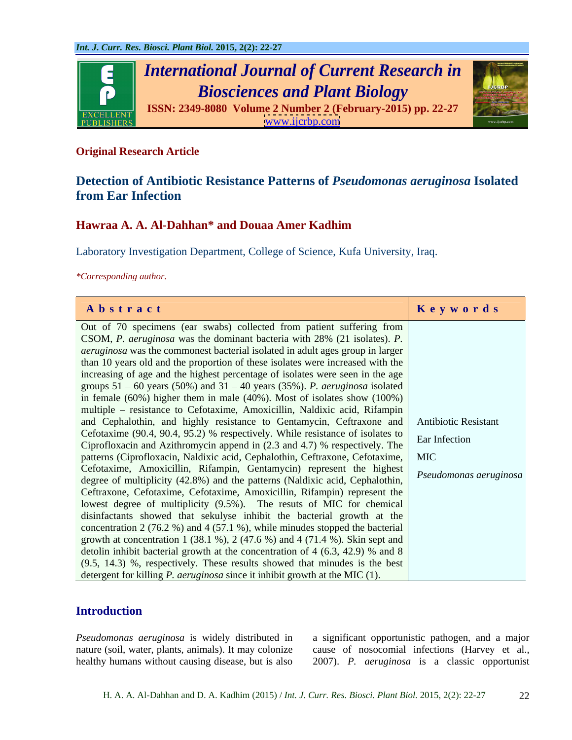**Original Research Article**

# Detection of Antibiotic Resistance Patterns of *Pseudomonas aeruginosa* Isolated from Ear Infection

**Hawraa A. A. Al-Dahhan\* and Douaa Amer Kadhim**

Laboratory Investigation Department, College of Science, Kufa University, Iraq.

*\*Corresponding author.*

| Abstract | Keywords |
|---|---|
| Out of 70 specimens (ear swabs) collected from patient suffering from CSOM, *P. aeruginosa* was the dominant bacteria with 28% (21 isolates). *P. aeruginosa* was the commonest bacterial isolated in adult ages group in larger than 10 years old and the proportion of these isolates were increased with the increasing of age and the highest percentage of isolates were seen in the age groups 51 – 60 years (50%) and 31 – 40 years (35%). *P. aeruginosa* isolated in female (60%) higher them in male (40%). Most of isolates show (100%) multiple – resistance to Cefotaxime, Amoxicillin, Naldixic acid, Rifampin and Cephalothin, and highly resistance to Gentamycin, Ceftraxone and Cefotaxime (90.4, 90.4, 95.2) % respectively. While resistance of isolates to Ciprofloxacin and Azithromycin append in (2.3 and 4.7) % respectively. The patterns (Ciprofloxacin, Naldixic acid, Cephalothin, Ceftraxone, Cefotaxime, Cefotaxime, Amoxicillin, Rifampin, Gentamycin) represent the highest degree of multiplicity (42.8%) and the patterns (Naldixic acid, Cephalothin, Ceftraxone, Cefotaxime, Cefotaxime, Amoxicillin, Rifampin) represent the lowest degree of multiplicity (9.5%). The resuts of MIC for chemical disinfactants showed that sekulyse inhibit the bacterial growth at the concentration 2 (76.2 %) and 4 (57.1 %), while minudes stopped the bacterial growth at concentration 1 (38.1 %), 2 (47.6 %) and 4 (71.4 %). Skin sept and detolin inhibit bacterial growth at the concentration of 4 (6.3, 42.9) % and 8 (9.5, 14.3) %, respectively. These results showed that minudes is the best detergent for killing *P. aeruginosa* since it inhibit growth at the MIC (1). | Antibiotic Resistant<br>Ear Infection<br>MIC<br>*Pseudomonas aeruginosa* |

## Introduction

*Pseudomonas aeruginosa* is widely distributed in nature (soil, water, plants, animals). It may colonize healthy humans without causing disease, but is also a significant opportunistic pathogen, and a major cause of nosocomial infections (Harvey et al., 2007). *P. aeruginosa* is a classic opportunist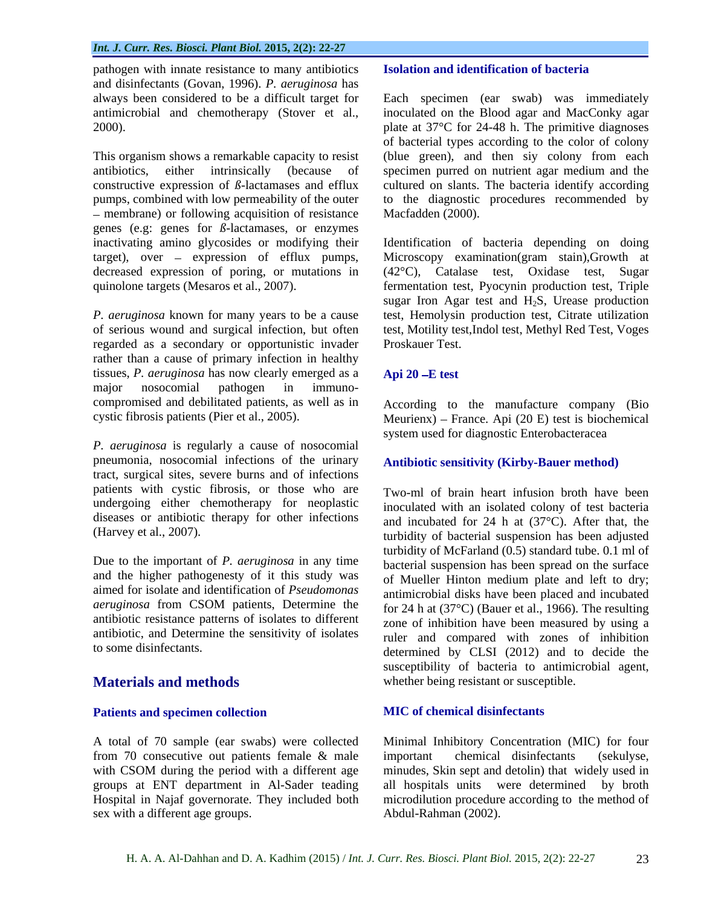pathogen with innate resistance to many antibiotics and disinfectants (Govan, 1996). *P. aeruginosa* has always been considered to be a difficult target for antimicrobial and chemotherapy (Stover et al., 2000).

This organism shows a remarkable capacity to resist antibiotics, either intrinsically (because of constructive expression of ß-lactamases and efflux pumps, combined with low permeability of the outer – membrane) or following acquisition of resistance genes (e.g: genes for ß-lactamases, or enzymes inactivating amino glycosides or modifying their target), over – expression of efflux pumps, decreased expression of poring, or mutations in quinolone targets (Mesaros et al., 2007).

*P. aeruginosa* known for many years to be a cause of serious wound and surgical infection, but often regarded as a secondary or opportunistic invader rather than a cause of primary infection in healthy tissues, *P. aeruginosa* has now clearly emerged as a major nosocomial pathogen in immuno-compromised and debilitated patients, as well as in cystic fibrosis patients (Pier et al., 2005).

*P. aeruginosa* is regularly a cause of nosocomial pneumonia, nosocomial infections of the urinary tract, surgical sites, severe burns and of infections patients with cystic fibrosis, or those who are undergoing either chemotherapy for neoplastic diseases or antibiotic therapy for other infections (Harvey et al., 2007).

Due to the important of *P. aeruginosa* in any time and the higher pathogenesty of it this study was aimed for isolate and identification of *Pseudomonas aeruginosa* from CSOM patients, Determine the antibiotic resistance patterns of isolates to different antibiotic, and Determine the sensitivity of isolates to some disinfectants.

## Materials and methods

### Patients and specimen collection

A total of 70 sample (ear swabs) were collected from 70 consecutive out patients female & male with CSOM during the period with a different age groups at ENT department in Al-Sader teading Hospital in Najaf governorate. They included both sex with a different age groups.

### Isolation and identification of bacteria

Each specimen (ear swab) was immediately inoculated on the Blood agar and MacConky agar plate at 37°C for 24-48 h. The primitive diagnoses of bacterial types according to the color of colony (blue green), and then siy colony from each specimen purred on nutrient agar medium and the cultured on slants. The bacteria identify according to the diagnostic procedures recommended by Macfadden (2000).

Identification of bacteria depending on doing Microscopy examination(gram stain),Growth at (42°C), Catalase test, Oxidase test, Sugar fermentation test, Pyocynin production test, Triple sugar Iron Agar test and $H_2S$, Urease production test, Hemolysin production test, Citrate utilization test, Motility test,Indol test, Methyl Red Test, Voges Proskauer Test.

### Api 20 –E test

According to the manufacture company (Bio Meurienx) – France. Api (20 E) test is biochemical system used for diagnostic Enterobacteracea

### Antibiotic sensitivity (Kirby-Bauer method)

Two-ml of brain heart infusion broth have been inoculated with an isolated colony of test bacteria and incubated for 24 h at (37°C). After that, the turbidity of bacterial suspension has been adjusted turbidity of McFarland (0.5) standard tube. 0.1 ml of bacterial suspension has been spread on the surface of Mueller Hinton medium plate and left to dry; antimicrobial disks have been placed and incubated for 24 h at (37°C) (Bauer et al., 1966). The resulting zone of inhibition have been measured by using a ruler and compared with zones of inhibition determined by CLSI (2012) and to decide the susceptibility of bacteria to antimicrobial agent, whether being resistant or susceptible.

### MIC of chemical disinfectants

Minimal Inhibitory Concentration (MIC) for four important chemical disinfectants (sekulyse, minudes, Skin sept and detolin) that widely used in all hospitals units were determined by broth microdilution procedure according to the method of Abdul-Rahman (2002).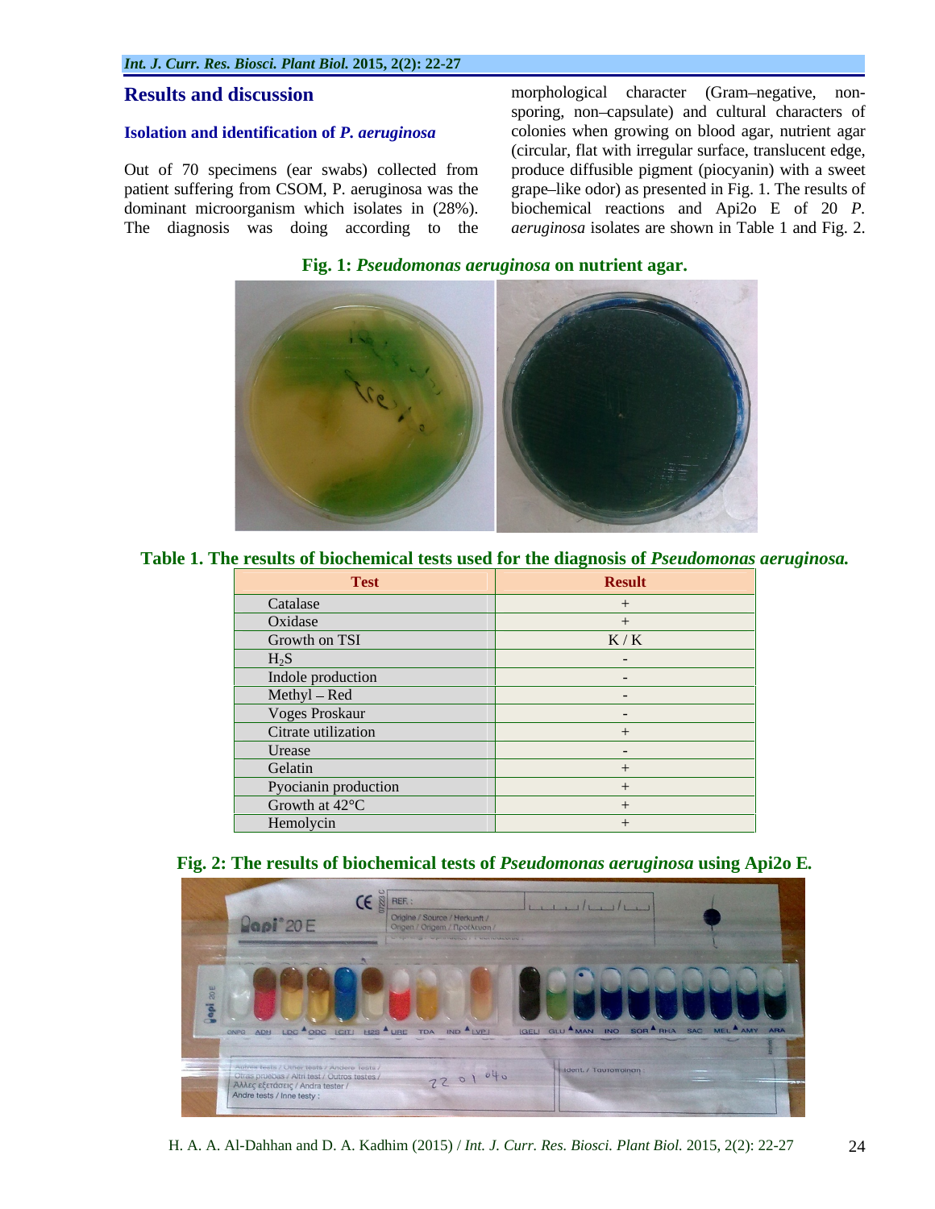## Results and discussion

### Isolation and identification of *P. aeruginosa*

Out of 70 specimens (ear swabs) collected from patient suffering from CSOM, P. aeruginosa was the dominant microorganism which isolates in (28%). The diagnosis was doing according to the morphological character (Gram–negative, non-sporing, non–capsulate) and cultural characters of colonies when growing on blood agar, nutrient agar (circular, flat with irregular surface, translucent edge, produce diffusible pigment (piocyanin) with a sweet grape–like odor) as presented in Fig. 1. The results of biochemical reactions and Api2o E of 20 *P. aeruginosa* isolates are shown in Table 1 and Fig. 2.

**Fig. 1: *Pseudomonas aeruginosa* on nutrient agar.**

**Table 1. The results of biochemical tests used for the diagnosis of *Pseudomonas aeruginosa.***

| Test | Result |
|---|---|
| Catalase | + |
| Oxidase | + |
| Growth on TSI | K / K |
| $H_2S$ | - |
| Indole production | - |
| Methyl – Red | - |
| Voges Proskaur | - |
| Citrate utilization | + |
| Urease | - |
| Gelatin | + |
| Pyocianin production | + |
| Growth at 42°C | + |
| Hemolycin | + |

**Fig. 2: The results of biochemical tests of *Pseudomonas aeruginosa* using Api2o E.**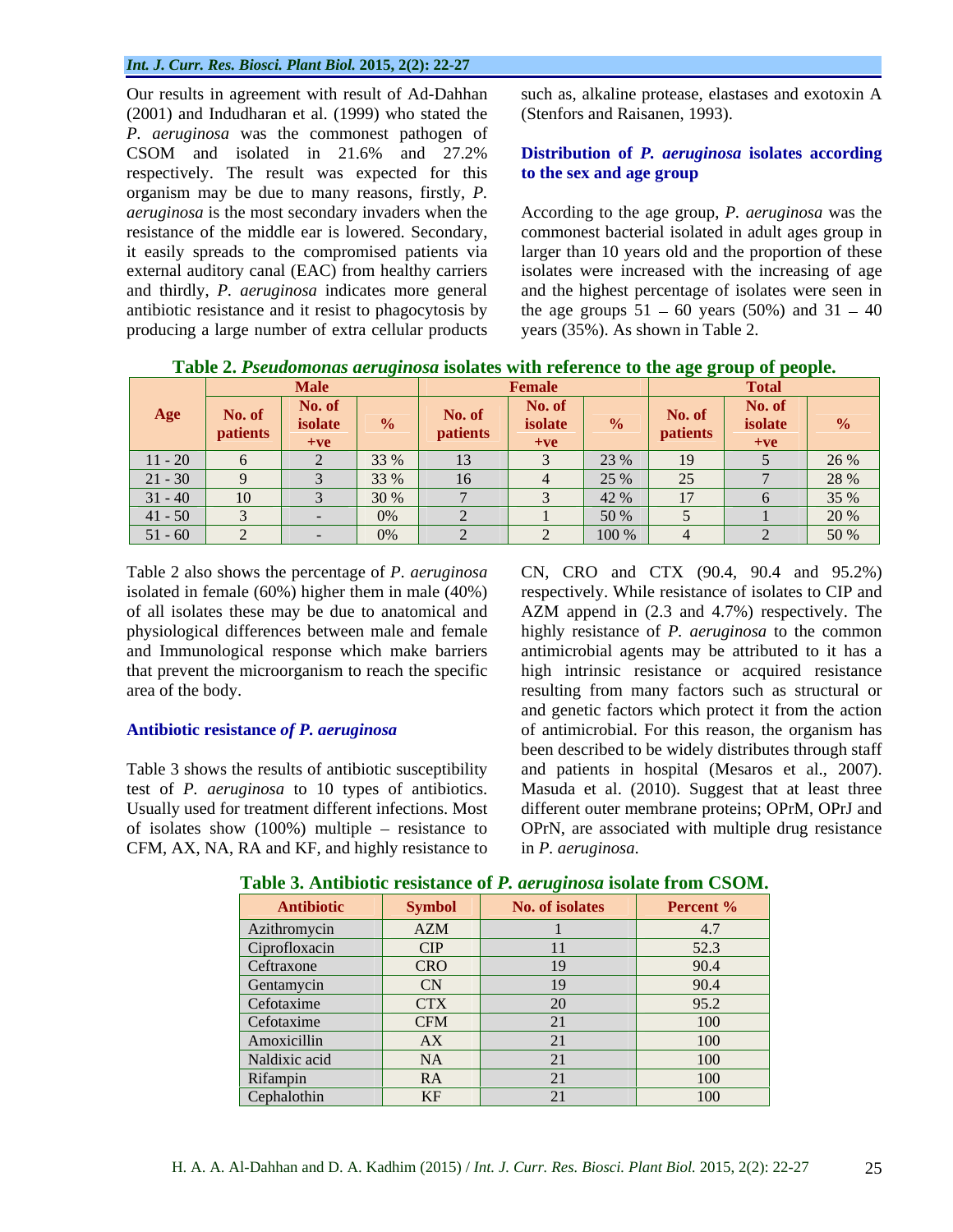Our results in agreement with result of Ad-Dahhan (2001) and Indudharan et al. (1999) who stated the *P. aeruginosa* was the commonest pathogen of CSOM and isolated in 21.6% and 27.2% respectively. The result was expected for this organism may be due to many reasons, firstly, *P. aeruginosa* is the most secondary invaders when the resistance of the middle ear is lowered. Secondary, it easily spreads to the compromised patients via external auditory canal (EAC) from healthy carriers and thirdly, *P. aeruginosa* indicates more general antibiotic resistance and it resist to phagocytosis by producing a large number of extra cellular products such as, alkaline protease, elastases and exotoxin A (Stenfors and Raisanen, 1993).

## Distribution of *P. aeruginosa* isolates according to the sex and age group

According to the age group, *P. aeruginosa* was the commonest bacterial isolated in adult ages group in larger than 10 years old and the proportion of these isolates were increased with the increasing of age and the highest percentage of isolates were seen in the age groups 51 – 60 years (50%) and 31 – 40 years (35%). As shown in Table 2.

**Table 2. *Pseudomonas aeruginosa* isolates with reference to the age group of people.**

| Age | Male | | | Female | | | Total | | |
|---|---|---|---|---|---|---|---|---|---|
| | No. of patients | No. of isolate +ve | % | No. of patients | No. of isolate +ve | % | No. of patients | No. of isolate +ve | % |
| 11 - 20 | 6 | 2 | 33 % | 13 | 3 | 23 % | 19 | 5 | 26 % |
| 21 - 30 | 9 | 3 | 33 % | 16 | 4 | 25 % | 25 | 7 | 28 % |
| 31 - 40 | 10 | 3 | 30 % | 7 | 3 | 42 % | 17 | 6 | 35 % |
| 41 - 50 | 3 | - | 0% | 2 | 1 | 50 % | 5 | 1 | 20 % |
| 51 - 60 | 2 | - | 0% | 2 | 2 | 100 % | 4 | 2 | 50 % |

Table 2 also shows the percentage of *P. aeruginosa* isolated in female (60%) higher them in male (40%) of all isolates these may be due to anatomical and physiological differences between male and female and Immunological response which make barriers that prevent the microorganism to reach the specific area of the body.

## Antibiotic resistance *of P. aeruginosa*

Table 3 shows the results of antibiotic susceptibility test of *P. aeruginosa* to 10 types of antibiotics. Usually used for treatment different infections. Most of isolates show (100%) multiple – resistance to CFM, AX, NA, RA and KF, and highly resistance to CN, CRO and CTX (90.4, 90.4 and 95.2%) respectively. While resistance of isolates to CIP and AZM append in (2.3 and 4.7%) respectively. The highly resistance of *P. aeruginosa* to the common antimicrobial agents may be attributed to it has a high intrinsic resistance or acquired resistance resulting from many factors such as structural or and genetic factors which protect it from the action of antimicrobial. For this reason, the organism has been described to be widely distributes through staff and patients in hospital (Mesaros et al., 2007). Masuda et al. (2010). Suggest that at least three different outer membrane proteins; OPrM, OPrJ and OPrN, are associated with multiple drug resistance in *P. aeruginosa*.

**Table 3. Antibiotic resistance of *P. aeruginosa* isolate from CSOM.**

| Antibiotic | Symbol | No. of isolates | Percent % |
|---|---|---|---|
| Azithromycin | AZM | 1 | 4.7 |
| Ciprofloxacin | CIP | 11 | 52.3 |
| Ceftraxone | CRO | 19 | 90.4 |
| Gentamycin | CN | 19 | 90.4 |
| Cefotaxime | CTX | 20 | 95.2 |
| Cefotaxime | CFM | 21 | 100 |
| Amoxicillin | AX | 21 | 100 |
| Naldixic acid | NA | 21 | 100 |
| Rifampin | RA | 21 | 100 |
| Cephalothin | KF | 21 | 100 |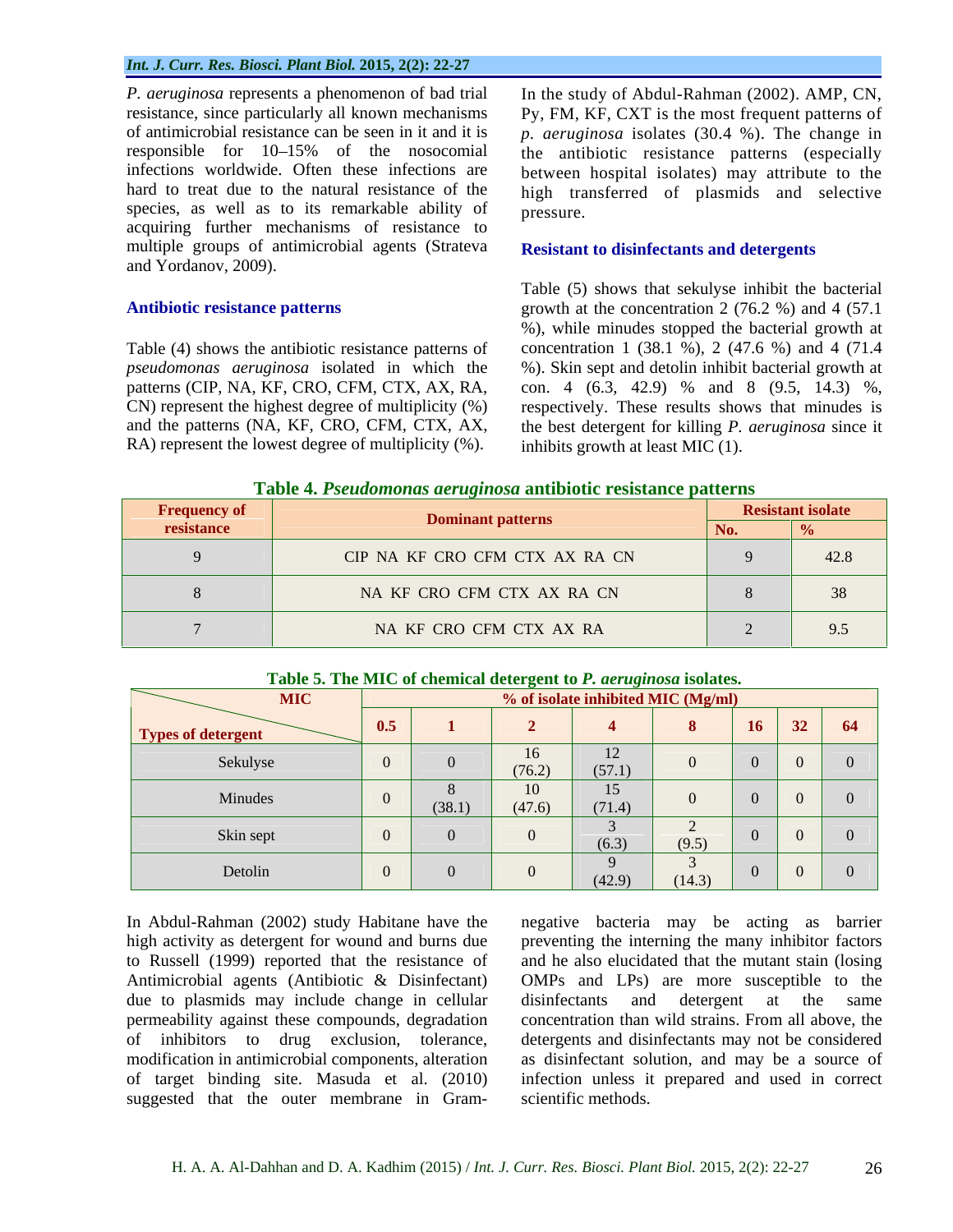*P. aeruginosa* represents a phenomenon of bad trial resistance, since particularly all known mechanisms of antimicrobial resistance can be seen in it and it is responsible for 10–15% of the nosocomial infections worldwide. Often these infections are hard to treat due to the natural resistance of the species, as well as to its remarkable ability of acquiring further mechanisms of resistance to multiple groups of antimicrobial agents (Strateva and Yordanov, 2009).

### Antibiotic resistance patterns

Table (4) shows the antibiotic resistance patterns of *pseudomonas aeruginosa* isolated in which the patterns (CIP, NA, KF, CRO, CFM, CTX, AX, RA, CN) represent the highest degree of multiplicity (%) and the patterns (NA, KF, CRO, CFM, CTX, AX, RA) represent the lowest degree of multiplicity (%).

In the study of Abdul-Rahman (2002). AMP, CN, Py, FM, KF, CXT is the most frequent patterns of *p. aeruginosa* isolates (30.4 %). The change in the antibiotic resistance patterns (especially between hospital isolates) may attribute to the high transferred of plasmids and selective pressure.

### Resistant to disinfectants and detergents

Table (5) shows that sekulyse inhibit the bacterial growth at the concentration 2 (76.2 %) and 4 (57.1 %), while minudes stopped the bacterial growth at concentration 1 (38.1 %), 2 (47.6 %) and 4 (71.4 %). Skin sept and detolin inhibit bacterial growth at con. 4 (6.3, 42.9) % and 8 (9.5, 14.3) %, respectively. These results shows that minudes is the best detergent for killing *P. aeruginosa* since it inhibits growth at least MIC (1).

**Table 4.** ***Pseudomonas aeruginosa*** **antibiotic resistance patterns**

| Frequency of resistance | Dominant patterns | Resistant isolate | |
|---|---|---|---|
| | | No. | % |
| 9 | CIP NA KF CRO CFM CTX AX RA CN | 9 | 42.8 |
| 8 | NA KF CRO CFM CTX AX RA CN | 8 | 38 |
| 7 | NA KF CRO CFM CTX AX RA | 2 | 9.5 |

**Table 5. The MIC of chemical detergent to** ***P. aeruginosa*** **isolates.**

| MIC / Types of detergent | % of isolate inhibited MIC (Mg/ml) | | | | | | | |
|---|---|---|---|---|---|---|---|---|
| | 0.5 | 1 | 2 | 4 | 8 | 16 | 32 | 64 |
| Sekulyse | 0 | 0 | 16 (76.2) | 12 (57.1) | 0 | 0 | 0 | 0 |
| Minudes | 0 | 8 (38.1) | 10 (47.6) | 15 (71.4) | 0 | 0 | 0 | 0 |
| Skin sept | 0 | 0 | 0 | 3 (6.3) | 2 (9.5) | 0 | 0 | 0 |
| Detolin | 0 | 0 | 0 | 9 (42.9) | 3 (14.3) | 0 | 0 | 0 |

In Abdul-Rahman (2002) study Habitane have the high activity as detergent for wound and burns due to Russell (1999) reported that the resistance of Antimicrobial agents (Antibiotic & Disinfectant) due to plasmids may include change in cellular permeability against these compounds, degradation of inhibitors to drug exclusion, tolerance, modification in antimicrobial components, alteration of target binding site. Masuda et al. (2010) suggested that the outer membrane in Gram-negative bacteria may be acting as barrier preventing the interning the many inhibitor factors and he also elucidated that the mutant stain (losing OMPs and LPs) are more susceptible to the disinfectants and detergent at the same concentration than wild strains. From all above, the detergents and disinfectants may not be considered as disinfectant solution, and may be a source of infection unless it prepared and used in correct scientific methods.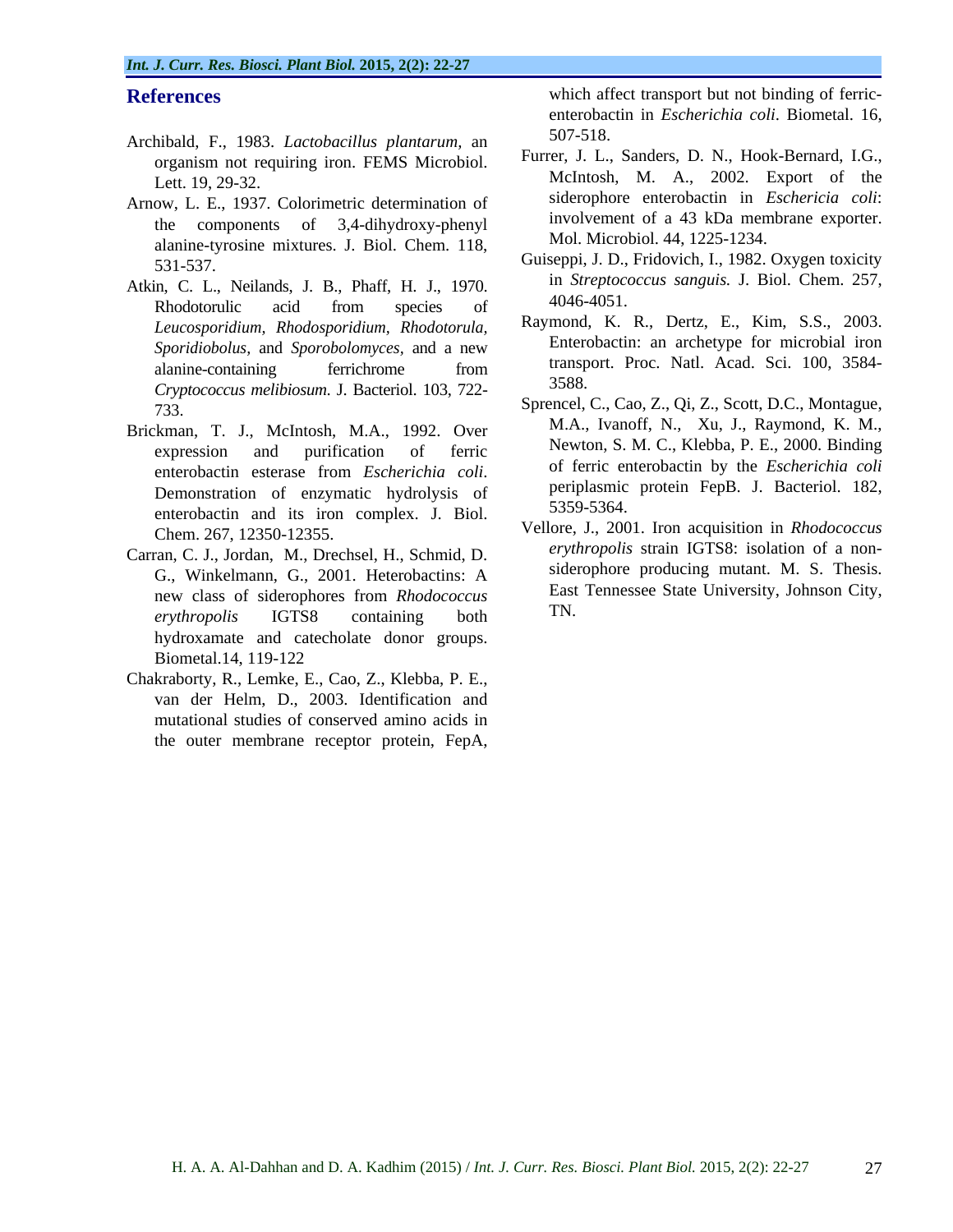## References

Archibald, F., 1983. *Lactobacillus plantarum,* an organism not requiring iron. FEMS Microbiol. Lett. 19, 29-32.

Arnow, L. E., 1937. Colorimetric determination of the components of 3,4-dihydroxy-phenyl alanine-tyrosine mixtures. J. Biol. Chem. 118, 531-537.

Atkin, C. L., Neilands, J. B., Phaff, H. J., 1970. Rhodotorulic acid from species of *Leucosporidium, Rhodosporidium, Rhodotorula, Sporidiobolus,* and *Sporobolomyces,* and a new alanine-containing ferrichrome from *Cryptococcus melibiosum.* J. Bacteriol. 103, 722-733.

Brickman, T. J., McIntosh, M.A., 1992. Over expression and purification of ferric enterobactin esterase from *Escherichia coli*. Demonstration of enzymatic hydrolysis of enterobactin and its iron complex. J. Biol. Chem. 267, 12350-12355.

Carran, C. J., Jordan, M., Drechsel, H., Schmid, D. G., Winkelmann, G., 2001. Heterobactins: A new class of siderophores from *Rhodococcus erythropolis* IGTS8 containing both hydroxamate and catecholate donor groups. Biometal.14, 119-122

Chakraborty, R., Lemke, E., Cao, Z., Klebba, P. E., van der Helm, D., 2003. Identification and mutational studies of conserved amino acids in the outer membrane receptor protein, FepA, which affect transport but not binding of ferric-enterobactin in *Escherichia coli*. Biometal. 16, 507-518.

Furrer, J. L., Sanders, D. N., Hook-Bernard, I.G., McIntosh, M. A., 2002. Export of the siderophore enterobactin in *Eschericia coli*: involvement of a 43 kDa membrane exporter. Mol. Microbiol. 44, 1225-1234.

Guiseppi, J. D., Fridovich, I., 1982. Oxygen toxicity in *Streptococcus sanguis.* J. Biol. Chem. 257, 4046-4051.

Raymond, K. R., Dertz, E., Kim, S.S., 2003. Enterobactin: an archetype for microbial iron transport. Proc. Natl. Acad. Sci. 100, 3584-3588.

Sprencel, C., Cao, Z., Qi, Z., Scott, D.C., Montague, M.A., Ivanoff, N., Xu, J., Raymond, K. M., Newton, S. M. C., Klebba, P. E., 2000. Binding of ferric enterobactin by the *Escherichia coli* periplasmic protein FepB. J. Bacteriol. 182, 5359-5364.

Vellore, J., 2001. Iron acquisition in *Rhodococcus erythropolis* strain IGTS8: isolation of a non-siderophore producing mutant. M. S. Thesis. East Tennessee State University, Johnson City, TN.